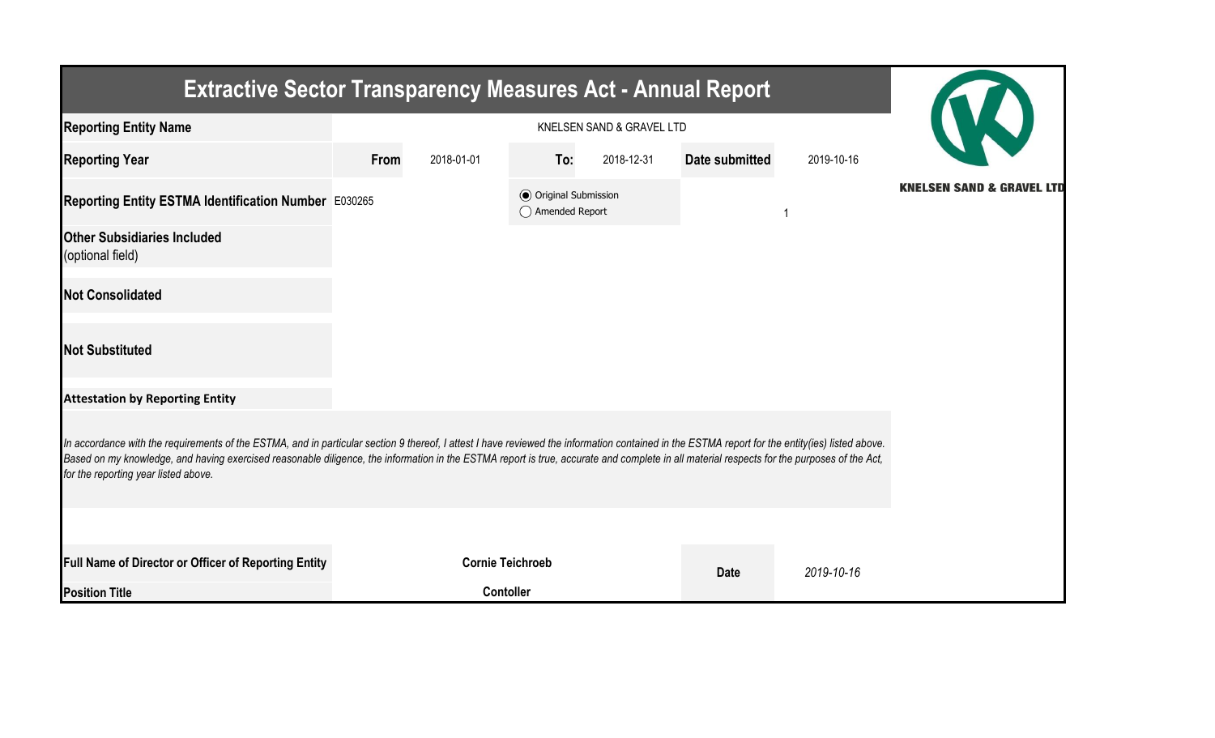# Extractive Sector Transparency Measures Act - Annual Report

KNELSEN SAND & GRAVEL LTD

| | | | | | | |
|---|---|---|---|---|---|---|
| **Reporting Entity Name** | KNELSEN SAND & GRAVEL LTD | | | | | |
| **Reporting Year** | **From** | 2018-01-01 | **To:** | 2018-12-31 | **Date submitted** | 2019-10-16 |
| **Reporting Entity ESTMA Identification Number** | E030265 | | ◉ Original Submission ◯ Amended Report | | | 1 |
| **Other Subsidiaries Included** (optional field) | | | | | | |
| **Not Consolidated** | | | | | | |
| **Not Substituted** | | | | | | |

**Attestation by Reporting Entity**

*In accordance with the requirements of the ESTMA, and in particular section 9 thereof, I attest I have reviewed the information contained in the ESTMA report for the entity(ies) listed above. Based on my knowledge, and having exercised reasonable diligence, the information in the ESTMA report is true, accurate and complete in all material respects for the purposes of the Act, for the reporting year listed above.*

| | | | |
|---|---|---|---|
| **Full Name of Director or Officer of Reporting Entity** | **Cornie Teichroeb** | **Date** | *2019-10-16* |
| **Position Title** | **Contoller** | | |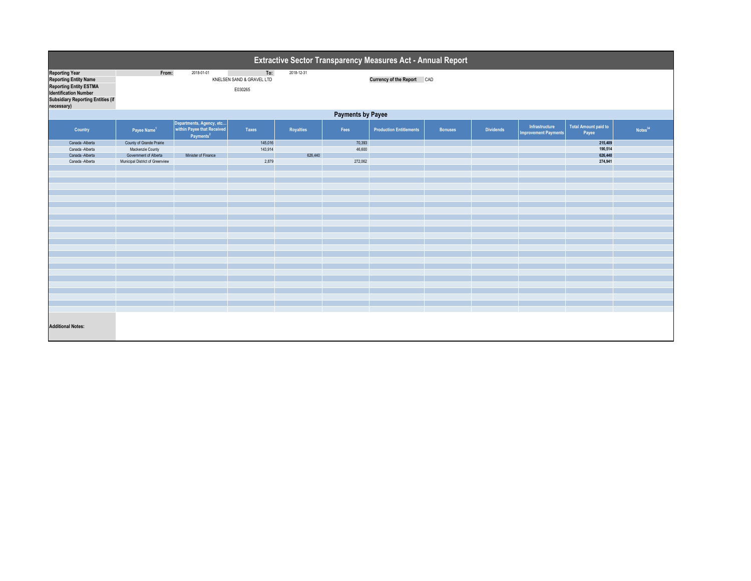# Extractive Sector Transparency Measures Act - Annual Report

| | | | | |
|---|---|---|---|---|
| **Reporting Year** | From: | 2018-01-01 | To: | 2018-12-31 |
| **Reporting Entity Name** | KNELSEN SAND & GRAVEL LTD | | **Currency of the Report** | CAD |
| **Reporting Entity ESTMA Identification Number** | E030265 | | | |
| **Subsidiary Reporting Entities (if necessary)** | | | | |

## Payments by Payee

| Country | Payee Name[1] | Departments, Agency, etc... within Payee that Received Payments[2] | Taxes | Royalties | Fees | Production Entitlements | Bonuses | Dividends | Infrastructure Improvement Payments | Total Amount paid to Payee | Notes[34] |
|---|---|---|---|---|---|---|---|---|---|---|---|
| Canada -Alberta | County of Grande Prairie | | 145,016 | | 70,393 | | | | | **215,409** | |
| Canada -Alberta | Mackenzie County | | 143,914 | | 46,600 | | | | | **190,514** | |
| Canada -Alberta | Government of Alberta | Minister of Finance | | 626,440 | | | | | | **626,440** | |
| Canada -Alberta | Municipal District of Greenview | | 2,879 | | 272,062 | | | | | **274,941** | |

**Additional Notes:**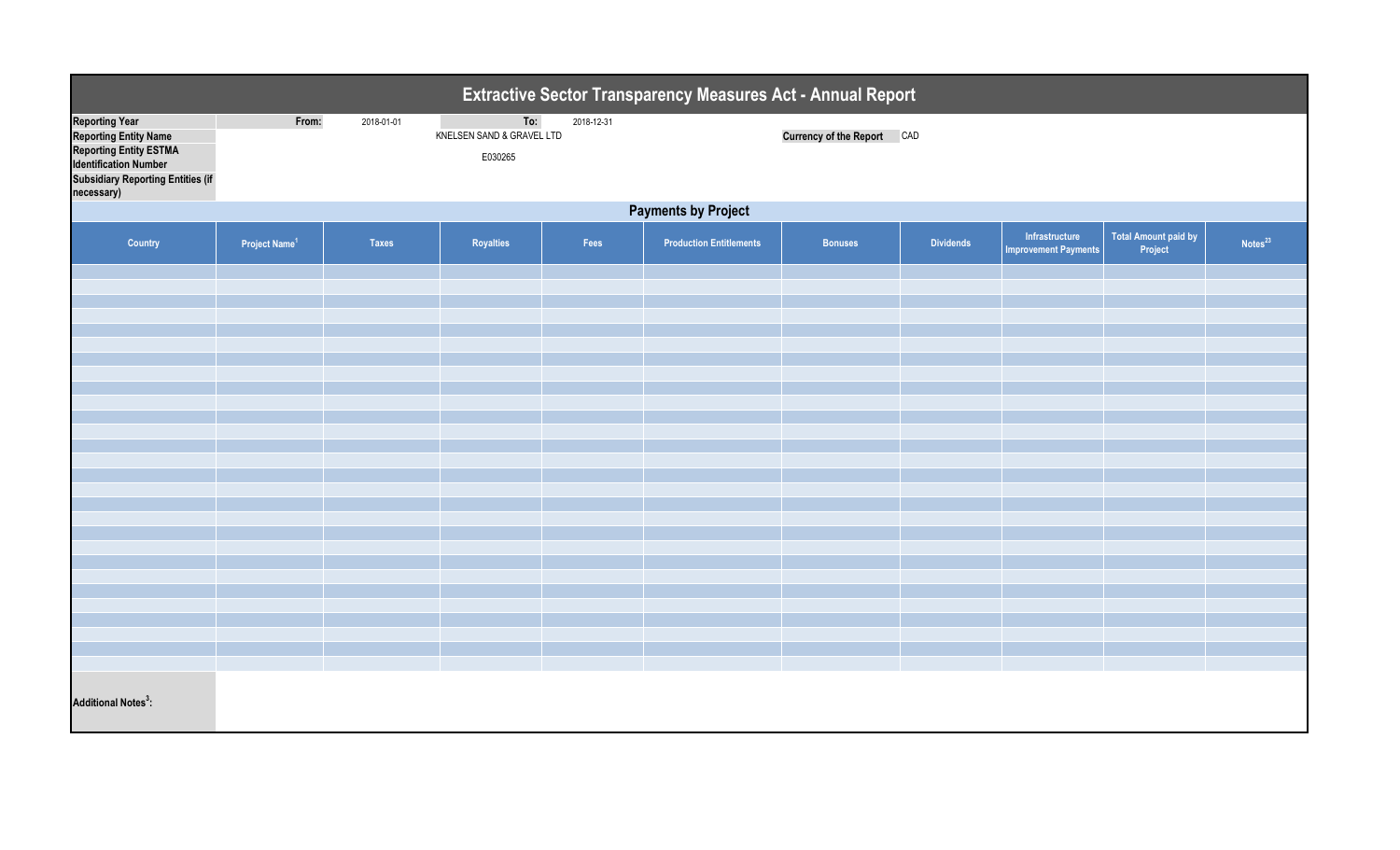# Extractive Sector Transparency Measures Act - Annual Report

| | | | | | |
|---|---|---|---|---|---|
| **Reporting Year** | **From:** | 2018-01-01 | **To:** | 2018-12-31 | |
| **Reporting Entity Name** | | KNELSEN SAND & GRAVEL LTD | | **Currency of the Report** | CAD |
| **Reporting Entity ESTMA Identification Number** | | E030265 | | | |
| **Subsidiary Reporting Entities (if necessary)** | | | | | |

## Payments by Project

| Country | Project Name[1] | Taxes | Royalties | Fees | Production Entitlements | Bonuses | Dividends | Infrastructure Improvement Payments | Total Amount paid by Project | Notes[23] |
|---|---|---|---|---|---|---|---|---|---|---|
| | | | | | | | | | | |

**Additional Notes[3]:**